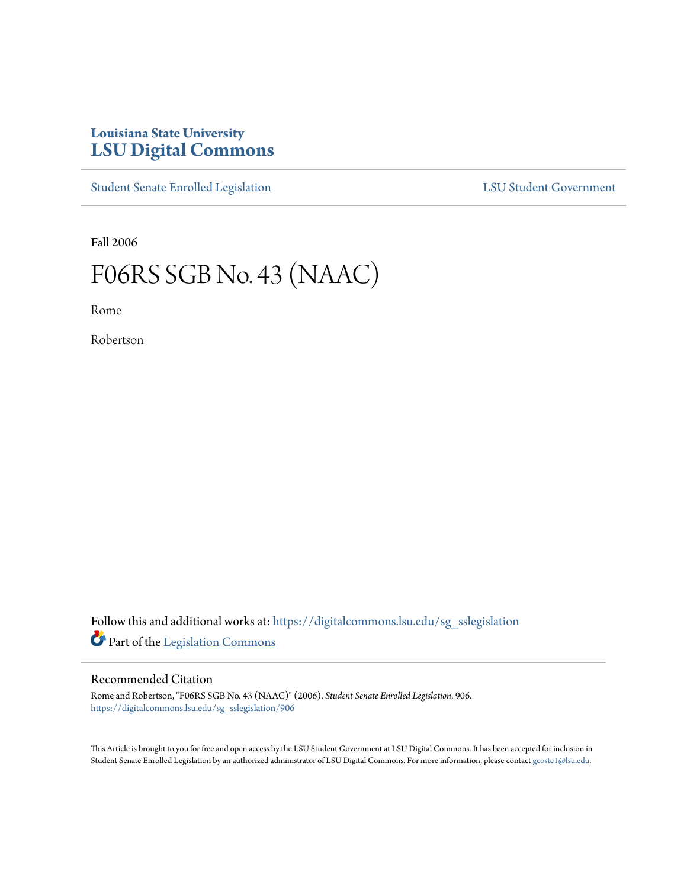Louisiana State University
# LSU Digital Commons

Student Senate Enrolled Legislation | LSU Student Government

Fall 2006

# F06RS SGB No. 43 (NAAC)

Rome

Robertson

Follow this and additional works at: https://digitalcommons.lsu.edu/sg_sslegislation

Part of the Legislation Commons

## Recommended Citation

Rome and Robertson, "F06RS SGB No. 43 (NAAC)" (2006). *Student Senate Enrolled Legislation*. 906.
https://digitalcommons.lsu.edu/sg_sslegislation/906

This Article is brought to you for free and open access by the LSU Student Government at LSU Digital Commons. It has been accepted for inclusion in Student Senate Enrolled Legislation by an authorized administrator of LSU Digital Commons. For more information, please contact gcoste1@lsu.edu.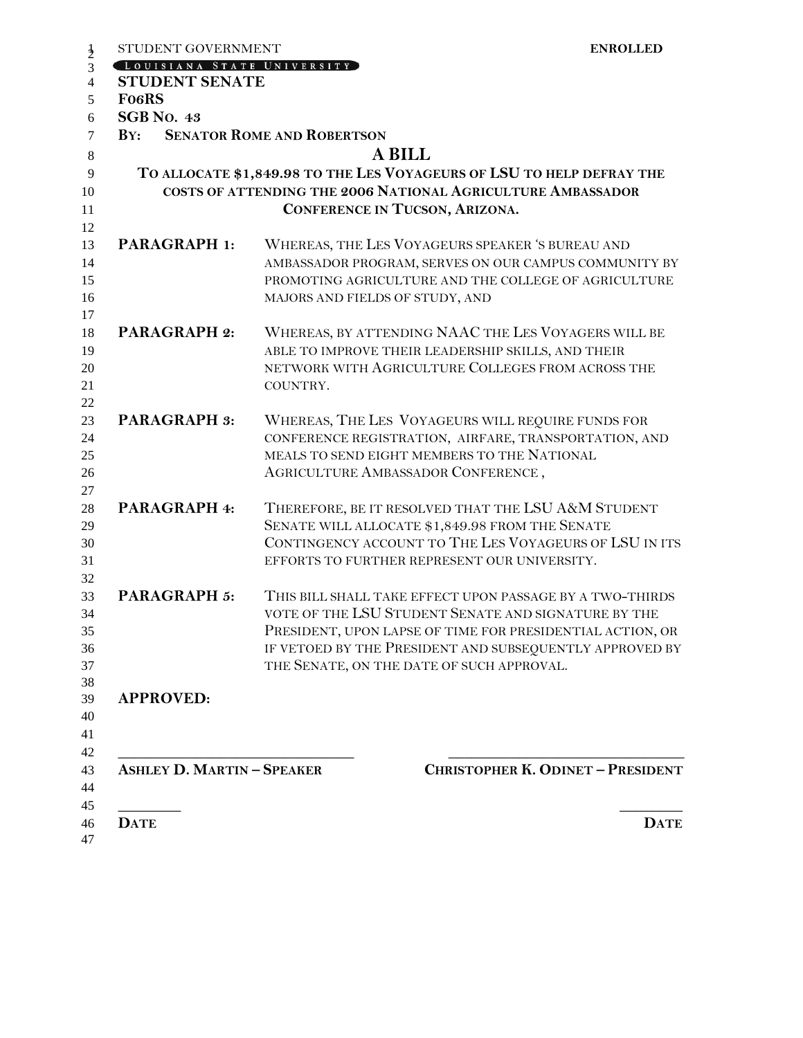STUDENT GOVERNMENT

**ENROLLED**

LOUISIANA STATE UNIVERSITY

**STUDENT SENATE**

**F06RS**

**SGB NO. 43**

**BY: SENATOR ROME AND ROBERTSON**

# A BILL

## TO ALLOCATE $1,849.98 TO THE LES VOYAGEURS OF LSU TO HELP DEFRAY THE COSTS OF ATTENDING THE 2006 NATIONAL AGRICULTURE AMBASSADOR CONFERENCE IN TUCSON, ARIZONA.

**PARAGRAPH 1:** WHEREAS, THE LES VOYAGEURS SPEAKER 'S BUREAU AND AMBASSADOR PROGRAM, SERVES ON OUR CAMPUS COMMUNITY BY PROMOTING AGRICULTURE AND THE COLLEGE OF AGRICULTURE MAJORS AND FIELDS OF STUDY, AND

**PARAGRAPH 2:** WHEREAS, BY ATTENDING NAAC THE LES VOYAGERS WILL BE ABLE TO IMPROVE THEIR LEADERSHIP SKILLS, AND THEIR NETWORK WITH AGRICULTURE COLLEGES FROM ACROSS THE COUNTRY.

**PARAGRAPH 3:** WHEREAS, THE LES VOYAGEURS WILL REQUIRE FUNDS FOR CONFERENCE REGISTRATION, AIRFARE, TRANSPORTATION, AND MEALS TO SEND EIGHT MEMBERS TO THE NATIONAL AGRICULTURE AMBASSADOR CONFERENCE ,

**PARAGRAPH 4:** THEREFORE, BE IT RESOLVED THAT THE LSU A&M STUDENT SENATE WILL ALLOCATE $1,849.98 FROM THE SENATE CONTINGENCY ACCOUNT TO THE LES VOYAGEURS OF LSU IN ITS EFFORTS TO FURTHER REPRESENT OUR UNIVERSITY.

**PARAGRAPH 5:** THIS BILL SHALL TAKE EFFECT UPON PASSAGE BY A TWO-THIRDS VOTE OF THE LSU STUDENT SENATE AND SIGNATURE BY THE PRESIDENT, UPON LAPSE OF TIME FOR PRESIDENTIAL ACTION, OR IF VETOED BY THE PRESIDENT AND SUBSEQUENTLY APPROVED BY THE SENATE, ON THE DATE OF SUCH APPROVAL.

**APPROVED:**

______________________________

**ASHLEY D. MARTIN – SPEAKER**

______________________________

**CHRISTOPHER K. ODINET – PRESIDENT**

________

**DATE**

________

**DATE**